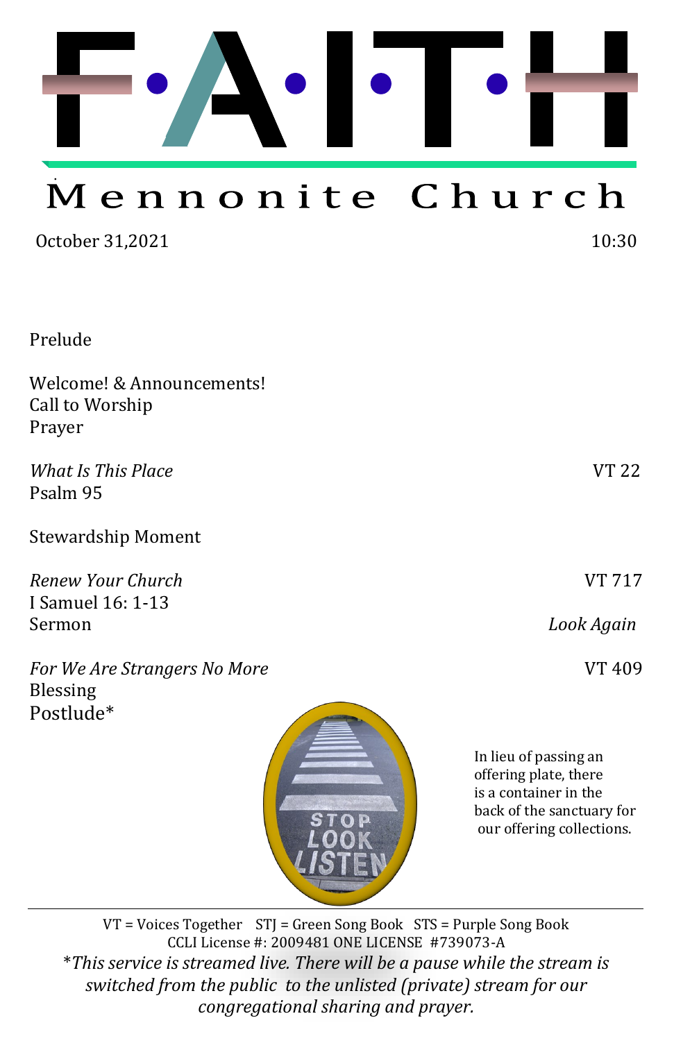# F·A·I·T·H

## Mennonite Church

October 31,2021 10:30

Prelude

Welcome! & Announcements!
Call to Worship
Prayer

*What Is This Place* VT 22
Psalm 95

Stewardship Moment

*Renew Your Church* VT 717
I Samuel 16: 1-13
Sermon *Look Again*

*For We Are Strangers No More* VT 409
Blessing
Postlude*

STOP LOOK LISTEN

In lieu of passing an offering plate, there is a container in the back of the sanctuary for our offering collections.

---

VT = Voices Together STJ = Green Song Book STS = Purple Song Book
CCLI License #: 2009481 ONE LICENSE #739073-A

**This service is streamed live. There will be a pause while the stream is switched from the public to the unlisted (private) stream for our congregational sharing and prayer.*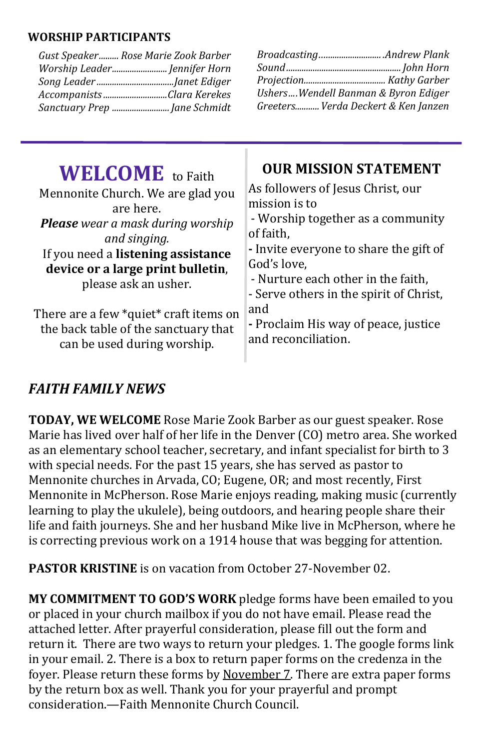## WORSHIP PARTICIPANTS

*Gust Speaker......... Rose Marie Zook Barber*
*Worship Leader........................ Jennifer Horn*
*Song Leader..................................Janet Ediger*
*Accompanists............................Clara Kerekes*
*Sanctuary Prep ......................... Jane Schmidt*

*Broadcasting...........................Andrew Plank*
*Sound................................................... John Horn*
*Projection.................................... Kathy Garber*
*Ushers....Wendell Banman & Byron Ediger*
*Greeters.......... Verda Deckert & Ken Janzen*

---

# WELCOME to Faith Mennonite Church. We are glad you are here.

***Please** wear a mask during worship and singing.*

If you need a **listening assistance device or a large print bulletin**, please ask an usher.

There are a few *quiet* craft items on the back table of the sanctuary that can be used during worship.

## OUR MISSION STATEMENT

As followers of Jesus Christ, our mission is to
- Worship together as a community of faith,
- Invite everyone to share the gift of God's love,
- Nurture each other in the faith,
- Serve others in the spirit of Christ, and
- Proclaim His way of peace, justice and reconciliation.

## *FAITH FAMILY NEWS*

**TODAY, WE WELCOME** Rose Marie Zook Barber as our guest speaker. Rose Marie has lived over half of her life in the Denver (CO) metro area. She worked as an elementary school teacher, secretary, and infant specialist for birth to 3 with special needs. For the past 15 years, she has served as pastor to Mennonite churches in Arvada, CO; Eugene, OR; and most recently, First Mennonite in McPherson. Rose Marie enjoys reading, making music (currently learning to play the ukulele), being outdoors, and hearing people share their life and faith journeys. She and her husband Mike live in McPherson, where he is correcting previous work on a 1914 house that was begging for attention.

**PASTOR KRISTINE** is on vacation from October 27-November 02.

**MY COMMITMENT TO GOD'S WORK** pledge forms have been emailed to you or placed in your church mailbox if you do not have email. Please read the attached letter. After prayerful consideration, please fill out the form and return it. There are two ways to return your pledges. 1. The google forms link in your email. 2. There is a box to return paper forms on the credenza in the foyer. Please return these forms by November 7. There are extra paper forms by the return box as well. Thank you for your prayerful and prompt consideration.—Faith Mennonite Church Council.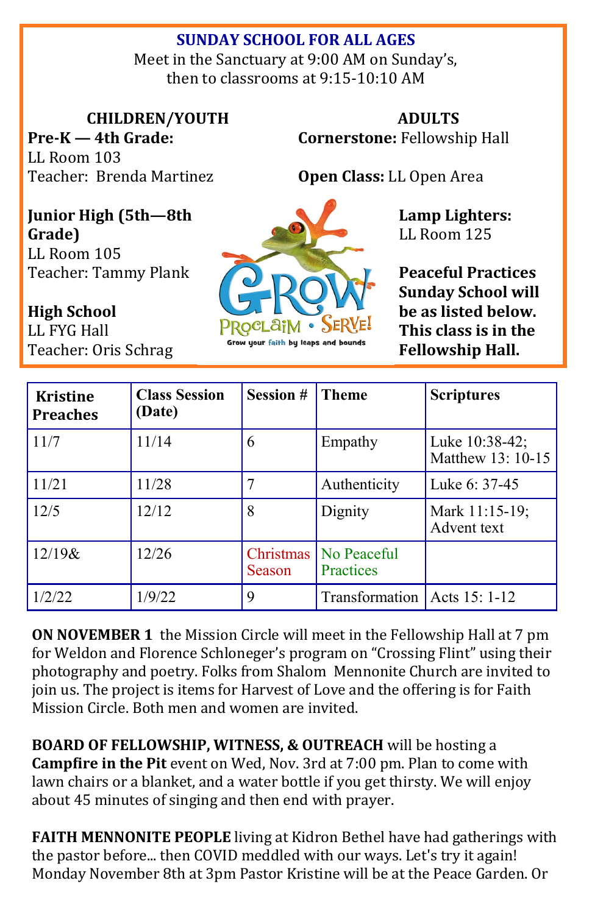## SUNDAY SCHOOL FOR ALL AGES

Meet in the Sanctuary at 9:00 AM on Sunday's,
then to classrooms at 9:15-10:10 AM

### CHILDREN/YOUTH

**Pre-K — 4th Grade:**
LL Room 103
Teacher: Brenda Martinez

**Junior High (5th—8th Grade)**
LL Room 105
Teacher: Tammy Plank

**High School**
LL FYG Hall
Teacher: Oris Schrag

### ADULTS

**Cornerstone:** Fellowship Hall

**Open Class:** LL Open Area

**Lamp Lighters:**
LL Room 125

**Peaceful Practices Sunday School will be as listed below. This class is in the Fellowship Hall.**

GROW
PROCLAIM • SERVE!
Grow your faith by leaps and bounds

| Kristine Preaches | Class Session (Date) | Session # | Theme | Scriptures |
|---|---|---|---|---|
| 11/7 | 11/14 | 6 | Empathy | Luke 10:38-42; Matthew 13: 10-15 |
| 11/21 | 11/28 | 7 | Authenticity | Luke 6: 37-45 |
| 12/5 | 12/12 | 8 | Dignity | Mark 11:15-19; Advent text |
| 12/19& | 12/26 | Christmas Season | No Peaceful Practices | |
| 1/2/22 | 1/9/22 | 9 | Transformation | Acts 15: 1-12 |

**ON NOVEMBER 1** the Mission Circle will meet in the Fellowship Hall at 7 pm for Weldon and Florence Schloneger's program on "Crossing Flint" using their photography and poetry. Folks from Shalom Mennonite Church are invited to join us. The project is items for Harvest of Love and the offering is for Faith Mission Circle. Both men and women are invited.

**BOARD OF FELLOWSHIP, WITNESS, & OUTREACH** will be hosting a **Campfire in the Pit** event on Wed, Nov. 3rd at 7:00 pm. Plan to come with lawn chairs or a blanket, and a water bottle if you get thirsty. We will enjoy about 45 minutes of singing and then end with prayer.

**FAITH MENNONITE PEOPLE** living at Kidron Bethel have had gatherings with the pastor before... then COVID meddled with our ways. Let's try it again! Monday November 8th at 3pm Pastor Kristine will be at the Peace Garden. Or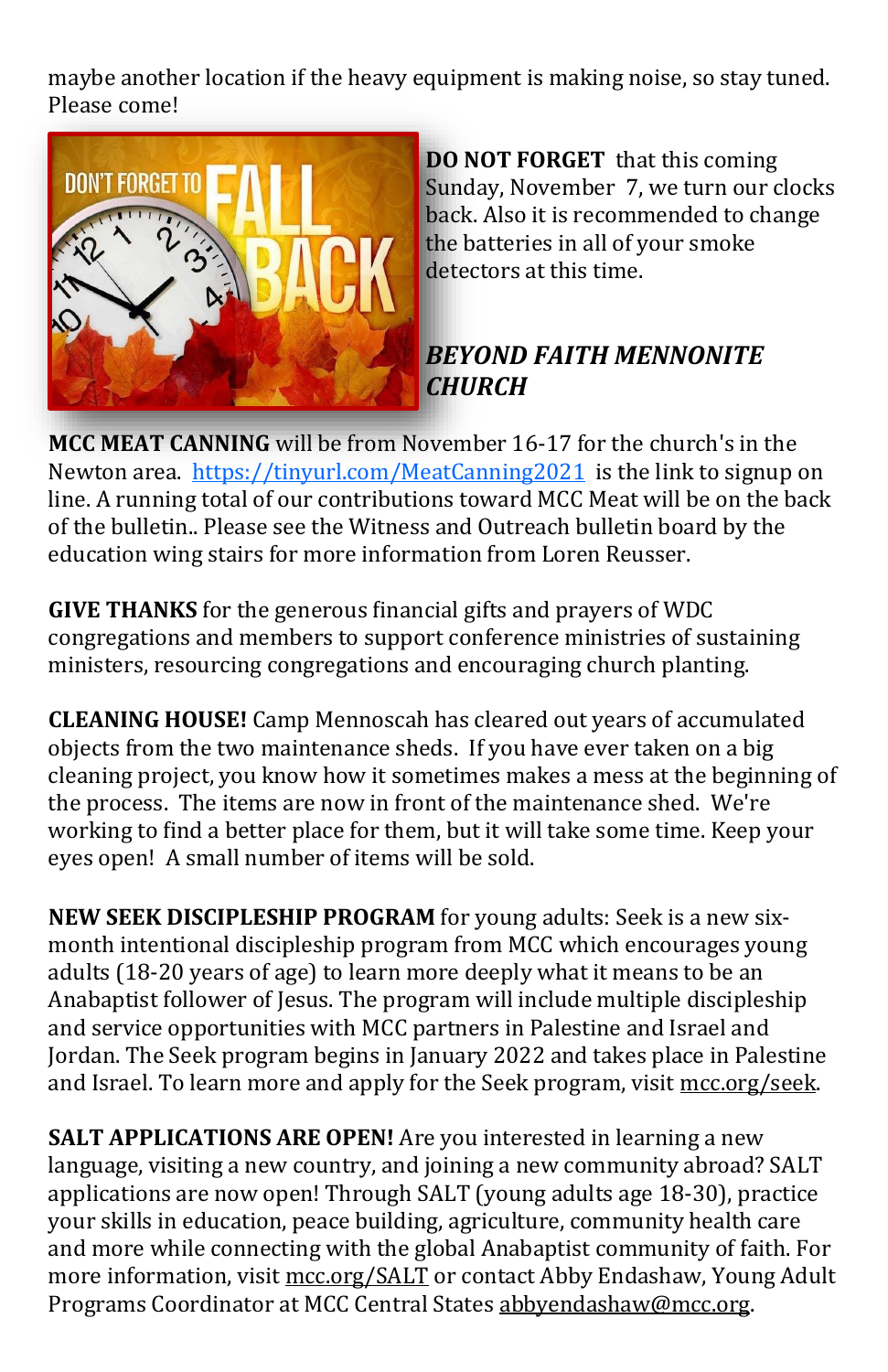maybe another location if the heavy equipment is making noise, so stay tuned. Please come!

**DO NOT FORGET** that this coming Sunday, November 7, we turn our clocks back. Also it is recommended to change the batteries in all of your smoke detectors at this time.

***BEYOND FAITH MENNONITE CHURCH***

**MCC MEAT CANNING** will be from November 16-17 for the church's in the Newton area. https://tinyurl.com/MeatCanning2021 is the link to signup on line. A running total of our contributions toward MCC Meat will be on the back of the bulletin.. Please see the Witness and Outreach bulletin board by the education wing stairs for more information from Loren Reusser.

**GIVE THANKS** for the generous financial gifts and prayers of WDC congregations and members to support conference ministries of sustaining ministers, resourcing congregations and encouraging church planting.

**CLEANING HOUSE!** Camp Mennoscah has cleared out years of accumulated objects from the two maintenance sheds. If you have ever taken on a big cleaning project, you know how it sometimes makes a mess at the beginning of the process. The items are now in front of the maintenance shed. We're working to find a better place for them, but it will take some time. Keep your eyes open! A small number of items will be sold.

**NEW SEEK DISCIPLESHIP PROGRAM** for young adults: Seek is a new six-month intentional discipleship program from MCC which encourages young adults (18-20 years of age) to learn more deeply what it means to be an Anabaptist follower of Jesus. The program will include multiple discipleship and service opportunities with MCC partners in Palestine and Israel and Jordan. The Seek program begins in January 2022 and takes place in Palestine and Israel. To learn more and apply for the Seek program, visit mcc.org/seek.

**SALT APPLICATIONS ARE OPEN!** Are you interested in learning a new language, visiting a new country, and joining a new community abroad? SALT applications are now open! Through SALT (young adults age 18-30), practice your skills in education, peace building, agriculture, community health care and more while connecting with the global Anabaptist community of faith. For more information, visit mcc.org/SALT or contact Abby Endashaw, Young Adult Programs Coordinator at MCC Central States abbyendashaw@mcc.org.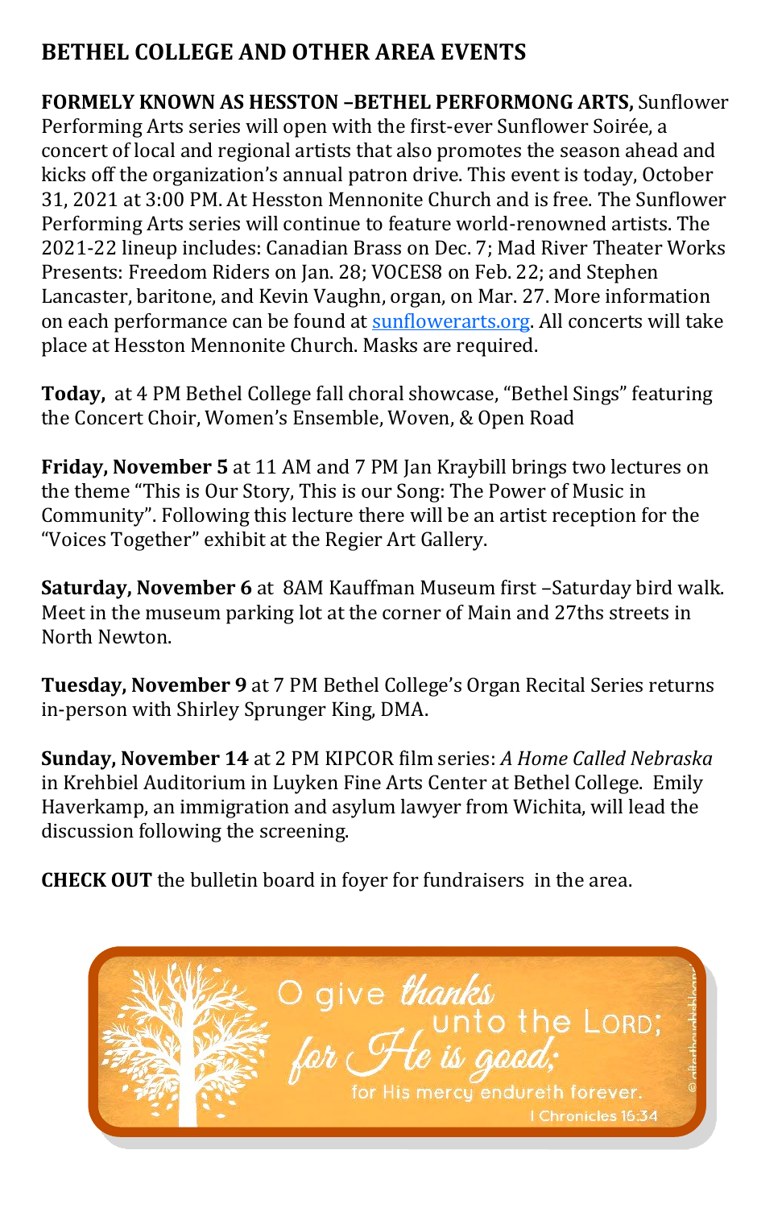## BETHEL COLLEGE AND OTHER AREA EVENTS

**FORMELY KNOWN AS HESSTON –BETHEL PERFORMONG ARTS,** Sunflower Performing Arts series will open with the first-ever Sunflower Soirée, a concert of local and regional artists that also promotes the season ahead and kicks off the organization's annual patron drive. This event is today, October 31, 2021 at 3:00 PM. At Hesston Mennonite Church and is free. The Sunflower Performing Arts series will continue to feature world-renowned artists. The 2021-22 lineup includes: Canadian Brass on Dec. 7; Mad River Theater Works Presents: Freedom Riders on Jan. 28; VOCES8 on Feb. 22; and Stephen Lancaster, baritone, and Kevin Vaughn, organ, on Mar. 27. More information on each performance can be found at sunflowerarts.org. All concerts will take place at Hesston Mennonite Church. Masks are required.

**Today,** at 4 PM Bethel College fall choral showcase, "Bethel Sings" featuring the Concert Choir, Women's Ensemble, Woven, & Open Road

**Friday, November 5** at 11 AM and 7 PM Jan Kraybill brings two lectures on the theme "This is Our Story, This is our Song: The Power of Music in Community". Following this lecture there will be an artist reception for the "Voices Together" exhibit at the Regier Art Gallery.

**Saturday, November 6** at 8AM Kauffman Museum first –Saturday bird walk. Meet in the museum parking lot at the corner of Main and 27ths streets in North Newton.

**Tuesday, November 9** at 7 PM Bethel College's Organ Recital Series returns in-person with Shirley Sprunger King, DMA.

**Sunday, November 14** at 2 PM KIPCOR film series: *A Home Called Nebraska* in Krehbiel Auditorium in Luyken Fine Arts Center at Bethel College. Emily Haverkamp, an immigration and asylum lawyer from Wichita, will lead the discussion following the screening.

**CHECK OUT** the bulletin board in foyer for fundraisers in the area.

O give thanks unto the LORD; for He is good; for His mercy endureth forever.
I Chronicles 16:34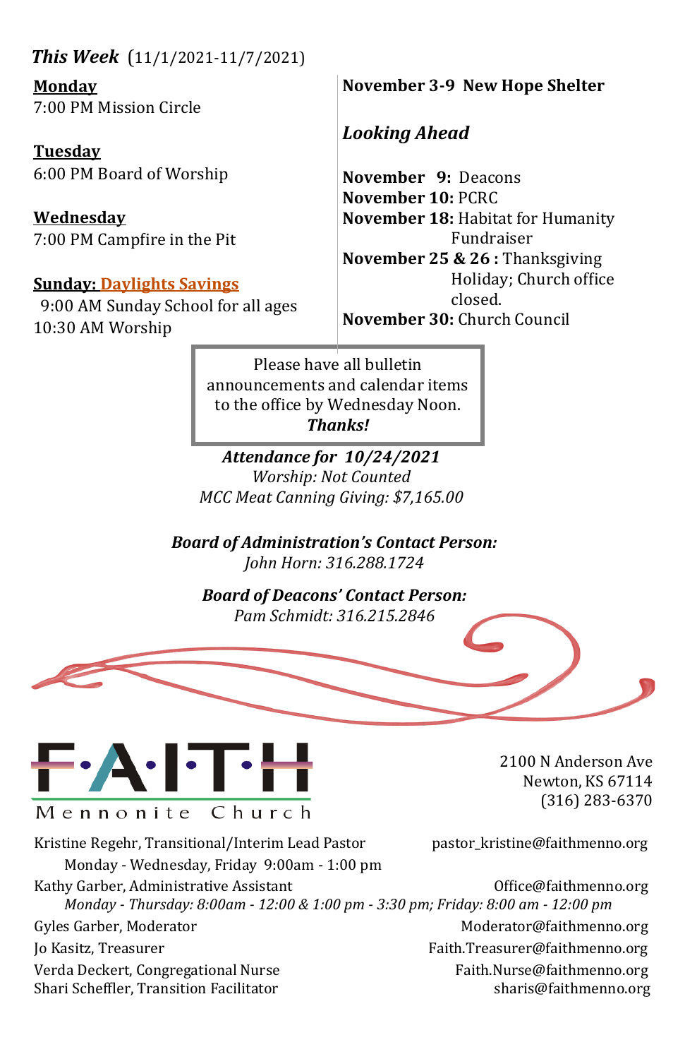## *This Week* (11/1/2021-11/7/2021)

**Monday**
7:00 PM Mission Circle

**Tuesday**
6:00 PM Board of Worship

**Wednesday**
7:00 PM Campfire in the Pit

**Sunday: Daylights Savings**
9:00 AM Sunday School for all ages
10:30 AM Worship

**November 3-9 New Hope Shelter**

## *Looking Ahead*

**November 9:** Deacons
**November 10:** PCRC
**November 18:** Habitat for Humanity Fundraiser
**November 25 & 26 :** Thanksgiving Holiday; Church office closed.
**November 30:** Church Council

Please have all bulletin announcements and calendar items to the office by Wednesday Noon.
***Thanks!***

***Attendance for 10/24/2021***
*Worship: Not Counted*
*MCC Meat Canning Giving: $7,165.00*

***Board of Administration's Contact Person:***
*John Horn: 316.288.1724*

***Board of Deacons' Contact Person:***
*Pam Schmidt: 316.215.2846*

F·A·I·T·H
Mennonite Church

2100 N Anderson Ave
Newton, KS 67114
(316) 283-6370

Kristine Regehr, Transitional/Interim Lead Pastor — pastor_kristine@faithmenno.org
Monday - Wednesday, Friday 9:00am - 1:00 pm
Kathy Garber, Administrative Assistant — Office@faithmenno.org
*Monday - Thursday: 8:00am - 12:00 & 1:00 pm - 3:30 pm; Friday: 8:00 am - 12:00 pm*
Gyles Garber, Moderator — Moderator@faithmenno.org
Jo Kasitz, Treasurer — Faith.Treasurer@faithmenno.org
Verda Deckert, Congregational Nurse — Faith.Nurse@faithmenno.org
Shari Scheffler, Transition Facilitator — sharis@faithmenno.org